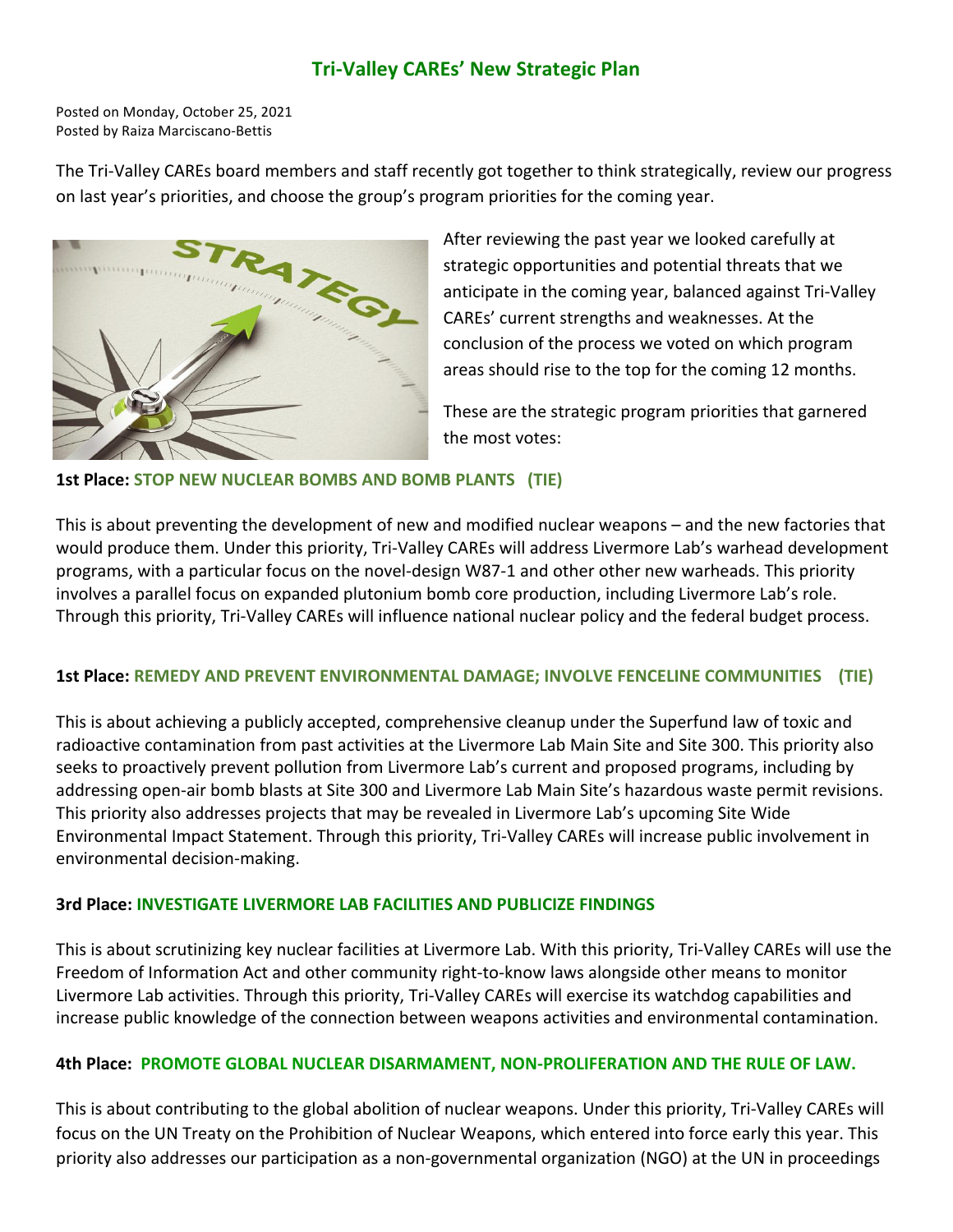# Tri-Valley CAREs' New Strategic Plan

Posted on Monday, October 25, 2021
Posted by Raiza Marciscano-Bettis

The Tri-Valley CAREs board members and staff recently got together to think strategically, review our progress on last year's priorities, and choose the group's program priorities for the coming year.

After reviewing the past year we looked carefully at strategic opportunities and potential threats that we anticipate in the coming year, balanced against Tri-Valley CAREs' current strengths and weaknesses. At the conclusion of the process we voted on which program areas should rise to the top for the coming 12 months.

These are the strategic program priorities that garnered the most votes:

**1st Place: STOP NEW NUCLEAR BOMBS AND BOMB PLANTS (TIE)**

This is about preventing the development of new and modified nuclear weapons – and the new factories that would produce them. Under this priority, Tri-Valley CAREs will address Livermore Lab's warhead development programs, with a particular focus on the novel-design W87-1 and other other new warheads. This priority involves a parallel focus on expanded plutonium bomb core production, including Livermore Lab's role. Through this priority, Tri-Valley CAREs will influence national nuclear policy and the federal budget process.

**1st Place: REMEDY AND PREVENT ENVIRONMENTAL DAMAGE; INVOLVE FENCELINE COMMUNITIES (TIE)**

This is about achieving a publicly accepted, comprehensive cleanup under the Superfund law of toxic and radioactive contamination from past activities at the Livermore Lab Main Site and Site 300. This priority also seeks to proactively prevent pollution from Livermore Lab's current and proposed programs, including by addressing open-air bomb blasts at Site 300 and Livermore Lab Main Site's hazardous waste permit revisions. This priority also addresses projects that may be revealed in Livermore Lab's upcoming Site Wide Environmental Impact Statement. Through this priority, Tri-Valley CAREs will increase public involvement in environmental decision-making.

**3rd Place: INVESTIGATE LIVERMORE LAB FACILITIES AND PUBLICIZE FINDINGS**

This is about scrutinizing key nuclear facilities at Livermore Lab. With this priority, Tri-Valley CAREs will use the Freedom of Information Act and other community right-to-know laws alongside other means to monitor Livermore Lab activities. Through this priority, Tri-Valley CAREs will exercise its watchdog capabilities and increase public knowledge of the connection between weapons activities and environmental contamination.

**4th Place: PROMOTE GLOBAL NUCLEAR DISARMAMENT, NON-PROLIFERATION AND THE RULE OF LAW.**

This is about contributing to the global abolition of nuclear weapons. Under this priority, Tri-Valley CAREs will focus on the UN Treaty on the Prohibition of Nuclear Weapons, which entered into force early this year. This priority also addresses our participation as a non-governmental organization (NGO) at the UN in proceedings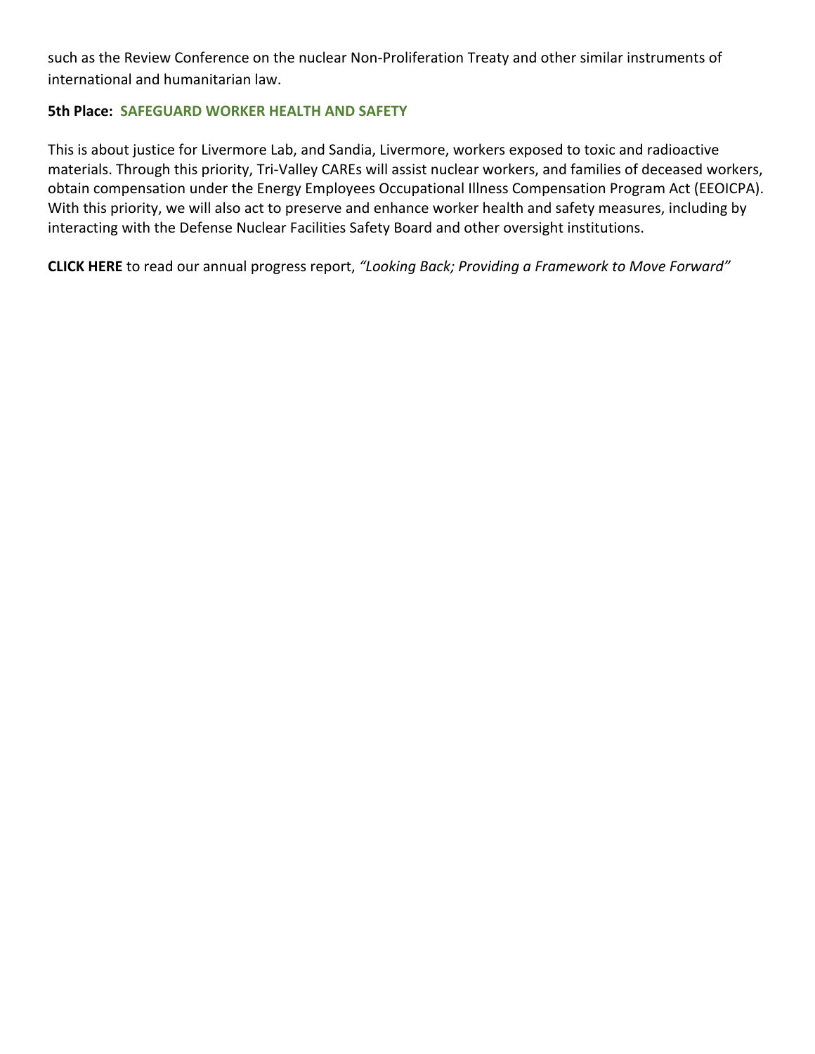such as the Review Conference on the nuclear Non-Proliferation Treaty and other similar instruments of international and humanitarian law.

**5th Place: SAFEGUARD WORKER HEALTH AND SAFETY**

This is about justice for Livermore Lab, and Sandia, Livermore, workers exposed to toxic and radioactive materials. Through this priority, Tri-Valley CAREs will assist nuclear workers, and families of deceased workers, obtain compensation under the Energy Employees Occupational Illness Compensation Program Act (EEOICPA). With this priority, we will also act to preserve and enhance worker health and safety measures, including by interacting with the Defense Nuclear Facilities Safety Board and other oversight institutions.

**CLICK HERE** to read our annual progress report, *"Looking Back; Providing a Framework to Move Forward"*